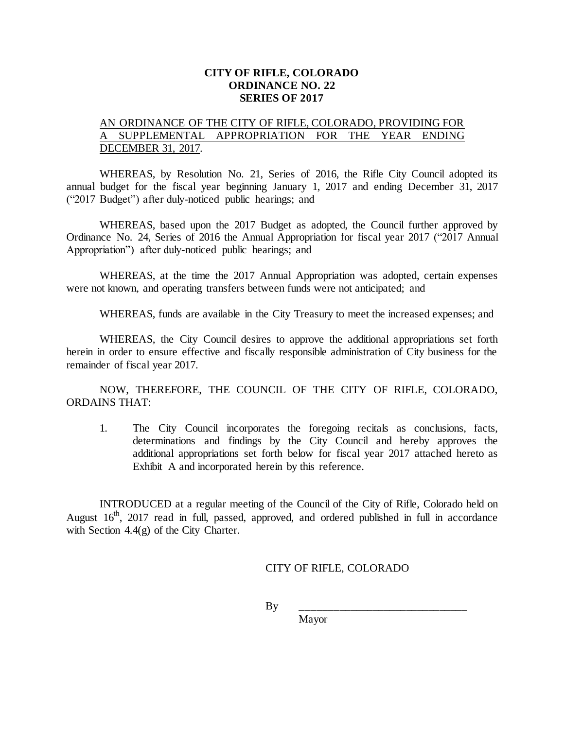**CITY OF RIFLE, COLORADO**
**ORDINANCE NO. 22**
**SERIES OF 2017**

AN ORDINANCE OF THE CITY OF RIFLE, COLORADO, PROVIDING FOR A SUPPLEMENTAL APPROPRIATION FOR THE YEAR ENDING DECEMBER 31, 2017.

WHEREAS, by Resolution No. 21, Series of 2016, the Rifle City Council adopted its annual budget for the fiscal year beginning January 1, 2017 and ending December 31, 2017 ("2017 Budget") after duly-noticed public hearings; and

WHEREAS, based upon the 2017 Budget as adopted, the Council further approved by Ordinance No. 24, Series of 2016 the Annual Appropriation for fiscal year 2017 ("2017 Annual Appropriation") after duly-noticed public hearings; and

WHEREAS, at the time the 2017 Annual Appropriation was adopted, certain expenses were not known, and operating transfers between funds were not anticipated; and

WHEREAS, funds are available in the City Treasury to meet the increased expenses; and

WHEREAS, the City Council desires to approve the additional appropriations set forth herein in order to ensure effective and fiscally responsible administration of City business for the remainder of fiscal year 2017.

NOW, THEREFORE, THE COUNCIL OF THE CITY OF RIFLE, COLORADO, ORDAINS THAT:

1. The City Council incorporates the foregoing recitals as conclusions, facts, determinations and findings by the City Council and hereby approves the additional appropriations set forth below for fiscal year 2017 attached hereto as Exhibit A and incorporated herein by this reference.

INTRODUCED at a regular meeting of the Council of the City of Rifle, Colorado held on August 16th, 2017 read in full, passed, approved, and ordered published in full in accordance with Section 4.4(g) of the City Charter.

CITY OF RIFLE, COLORADO

By \_\_\_\_\_\_\_\_\_\_\_\_\_\_\_\_\_\_\_\_\_\_\_\_\_\_\_\_\_\_

Mayor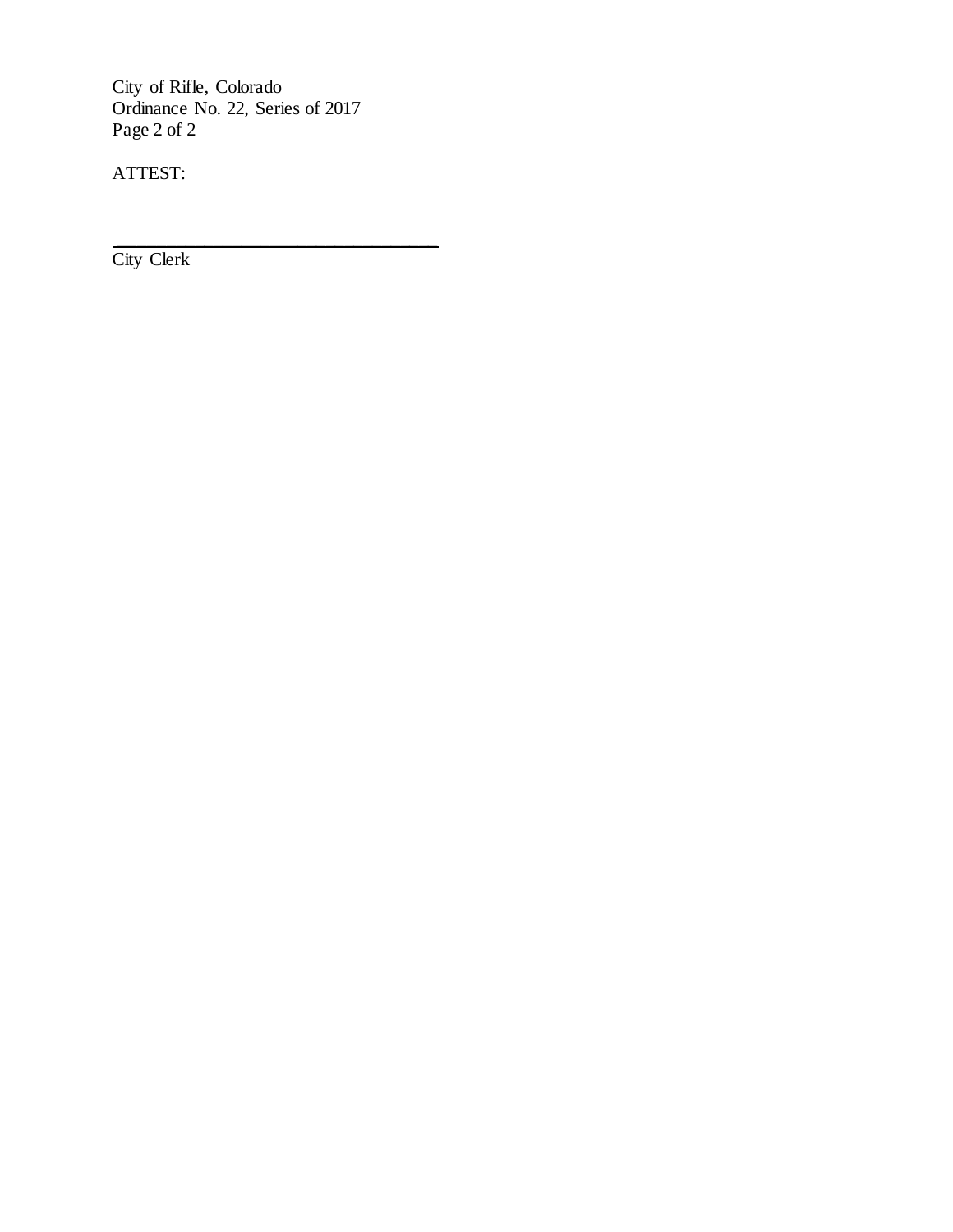ATTEST:

______________________________

City Clerk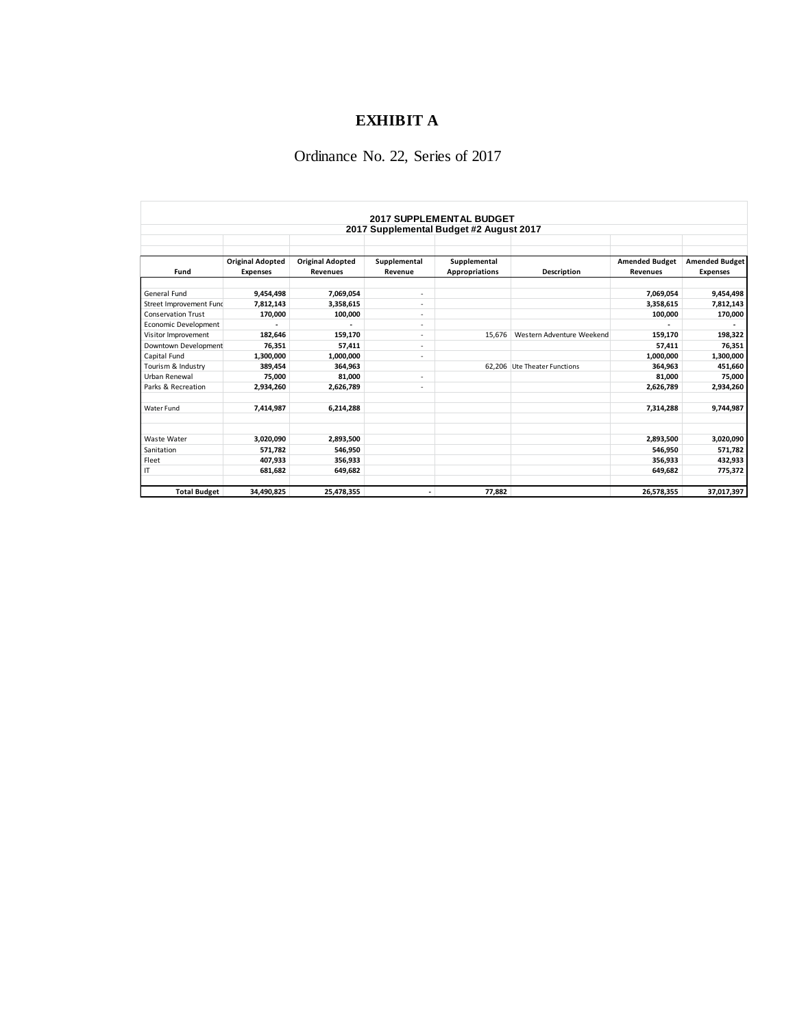# EXHIBIT A

Ordinance No. 22, Series of 2017

**2017 SUPPLEMENTAL BUDGET**
**2017 Supplemental Budget #2 August 2017**

| Fund | Original Adopted Expenses | Original Adopted Revenues | Supplemental Revenue | Supplemental Appropriations | Description | Amended Budget Revenues | Amended Budget Expenses |
|---|---|---|---|---|---|---|---|
| General Fund | 9,454,498 | 7,069,054 | - | | | 7,069,054 | 9,454,498 |
| Street Improvement Func | 7,812,143 | 3,358,615 | - | | | 3,358,615 | 7,812,143 |
| Conservation Trust | 170,000 | 100,000 | - | | | 100,000 | 170,000 |
| Economic Development | - | - | - | | | - | - |
| Visitor Improvement | 182,646 | 159,170 | - | 15,676 | Western Adventure Weekend | 159,170 | 198,322 |
| Downtown Development | 76,351 | 57,411 | - | | | 57,411 | 76,351 |
| Capital Fund | 1,300,000 | 1,000,000 | - | | | 1,000,000 | 1,300,000 |
| Tourism & Industry | 389,454 | 364,963 | | 62,206 | Ute Theater Functions | 364,963 | 451,660 |
| Urban Renewal | 75,000 | 81,000 | - | | | 81,000 | 75,000 |
| Parks & Recreation | 2,934,260 | 2,626,789 | - | | | 2,626,789 | 2,934,260 |
| Water Fund | 7,414,987 | 6,214,288 | | | | 7,314,288 | 9,744,987 |
| Waste Water | 3,020,090 | 2,893,500 | | | | 2,893,500 | 3,020,090 |
| Sanitation | 571,782 | 546,950 | | | | 546,950 | 571,782 |
| Fleet | 407,933 | 356,933 | | | | 356,933 | 432,933 |
| IT | 681,682 | 649,682 | | | | 649,682 | 775,372 |
| **Total Budget** | **34,490,825** | **25,478,355** | **-** | **77,882** | | **26,578,355** | **37,017,397** |